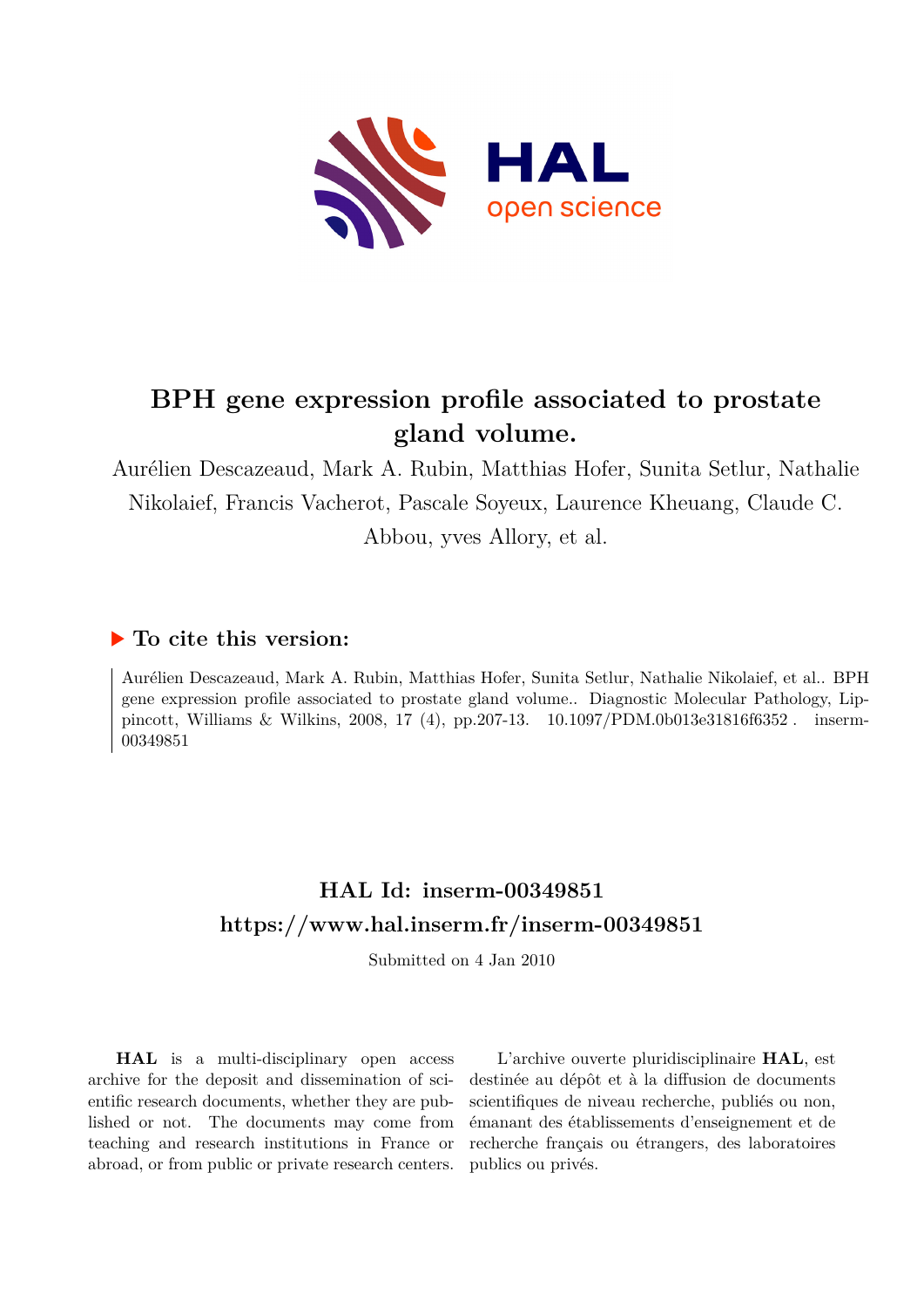# BPH gene expression profile associated to prostate gland volume.

Aurélien Descazeaud, Mark A. Rubin, Matthias Hofer, Sunita Setlur, Nathalie Nikolaief, Francis Vacherot, Pascale Soyeux, Laurence Kheuang, Claude C. Abbou, yves Allory, et al.

## ▶ To cite this version:

Aurélien Descazeaud, Mark A. Rubin, Matthias Hofer, Sunita Setlur, Nathalie Nikolaief, et al.. BPH gene expression profile associated to prostate gland volume.. Diagnostic Molecular Pathology, Lippincott, Williams & Wilkins, 2008, 17 (4), pp.207-13. 10.1097/PDM.0b013e31816f6352 . inserm-00349851

## HAL Id: inserm-00349851

## https://www.hal.inserm.fr/inserm-00349851

Submitted on 4 Jan 2010

**HAL** is a multi-disciplinary open access archive for the deposit and dissemination of scientific research documents, whether they are published or not. The documents may come from teaching and research institutions in France or abroad, or from public or private research centers.

L'archive ouverte pluridisciplinaire **HAL**, est destinée au dépôt et à la diffusion de documents scientifiques de niveau recherche, publiés ou non, émanant des établissements d'enseignement et de recherche français ou étrangers, des laboratoires publics ou privés.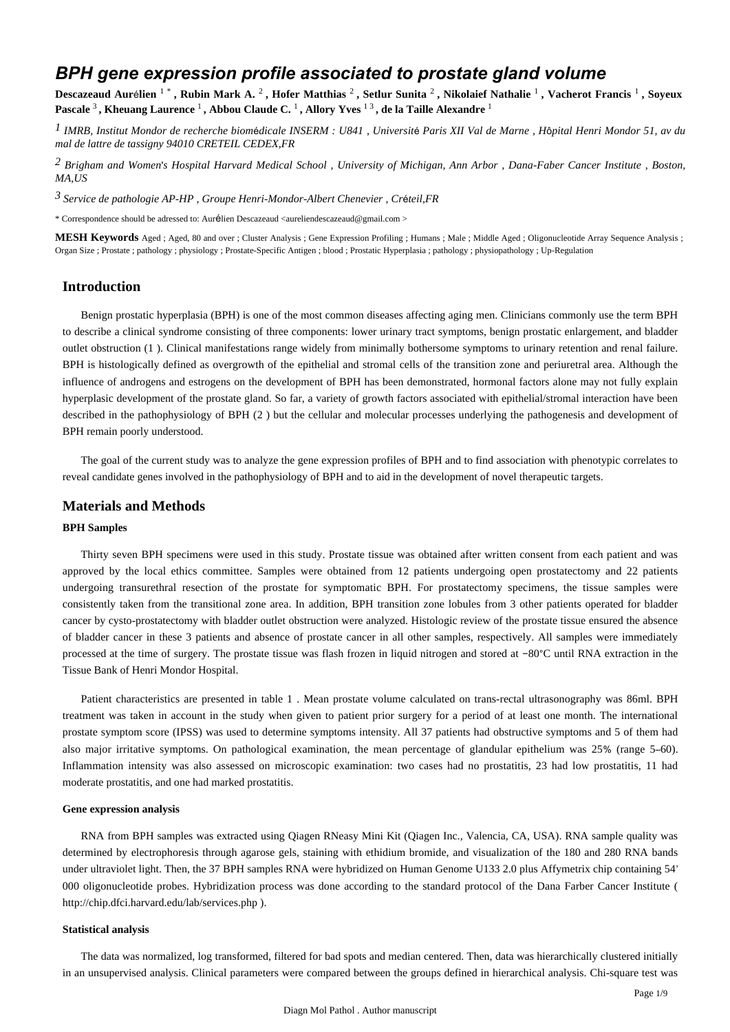# BPH gene expression profile associated to prostate gland volume

**Descazeaud Aurélien** [1 *] **, Rubin Mark A.** [2] **, Hofer Matthias** [2] **, Setlur Sunita** [2] **, Nikolaief Nathalie** [1] **, Vacherot Francis** [1] **, Soyeux Pascale** [3] **, Kheuang Laurence** [1] **, Abbou Claude C.** [1] **, Allory Yves** [1 3] **, de la Taille Alexandre** [1]

[1] *IMRB, Institut Mondor de recherche biomédicale INSERM : U841 , Université Paris XII Val de Marne , Hôpital Henri Mondor 51, av du mal de lattre de tassigny 94010 CRETEIL CEDEX,FR*

[2] *Brigham and Women's Hospital Harvard Medical School , University of Michigan, Ann Arbor , Dana-Faber Cancer Institute , Boston, MA,US*

[3] *Service de pathologie AP-HP , Groupe Henri-Mondor-Albert Chenevier , Créteil,FR*

\* Correspondence should be adressed to: Aurélien Descazeaud <aureliendescazeaud@gmail.com >

**MESH Keywords** Aged ; Aged, 80 and over ; Cluster Analysis ; Gene Expression Profiling ; Humans ; Male ; Middle Aged ; Oligonucleotide Array Sequence Analysis ; Organ Size ; Prostate ; pathology ; physiology ; Prostate-Specific Antigen ; blood ; Prostatic Hyperplasia ; pathology ; physiopathology ; Up-Regulation

## Introduction

Benign prostatic hyperplasia (BPH) is one of the most common diseases affecting aging men. Clinicians commonly use the term BPH to describe a clinical syndrome consisting of three components: lower urinary tract symptoms, benign prostatic enlargement, and bladder outlet obstruction (1 ). Clinical manifestations range widely from minimally bothersome symptoms to urinary retention and renal failure. BPH is histologically defined as overgrowth of the epithelial and stromal cells of the transition zone and periuretral area. Although the influence of androgens and estrogens on the development of BPH has been demonstrated, hormonal factors alone may not fully explain hyperplasic development of the prostate gland. So far, a variety of growth factors associated with epithelial/stromal interaction have been described in the pathophysiology of BPH (2 ) but the cellular and molecular processes underlying the pathogenesis and development of BPH remain poorly understood.

The goal of the current study was to analyze the gene expression profiles of BPH and to find association with phenotypic correlates to reveal candidate genes involved in the pathophysiology of BPH and to aid in the development of novel therapeutic targets.

## Materials and Methods

### BPH Samples

Thirty seven BPH specimens were used in this study. Prostate tissue was obtained after written consent from each patient and was approved by the local ethics committee. Samples were obtained from 12 patients undergoing open prostatectomy and 22 patients undergoing transurethral resection of the prostate for symptomatic BPH. For prostatectomy specimens, the tissue samples were consistently taken from the transitional zone area. In addition, BPH transition zone lobules from 3 other patients operated for bladder cancer by cysto-prostatectomy with bladder outlet obstruction were analyzed. Histologic review of the prostate tissue ensured the absence of bladder cancer in these 3 patients and absence of prostate cancer in all other samples, respectively. All samples were immediately processed at the time of surgery. The prostate tissue was flash frozen in liquid nitrogen and stored at −80°C until RNA extraction in the Tissue Bank of Henri Mondor Hospital.

Patient characteristics are presented in table 1 . Mean prostate volume calculated on trans-rectal ultrasonography was 86ml. BPH treatment was taken in account in the study when given to patient prior surgery for a period of at least one month. The international prostate symptom score (IPSS) was used to determine symptoms intensity. All 37 patients had obstructive symptoms and 5 of them had also major irritative symptoms. On pathological examination, the mean percentage of glandular epithelium was 25% (range 5–60). Inflammation intensity was also assessed on microscopic examination: two cases had no prostatitis, 23 had low prostatitis, 11 had moderate prostatitis, and one had marked prostatitis.

### Gene expression analysis

RNA from BPH samples was extracted using Qiagen RNeasy Mini Kit (Qiagen Inc., Valencia, CA, USA). RNA sample quality was determined by electrophoresis through agarose gels, staining with ethidium bromide, and visualization of the 180 and 280 RNA bands under ultraviolet light. Then, the 37 BPH samples RNA were hybridized on Human Genome U133 2.0 plus Affymetrix chip containing 54' 000 oligonucleotide probes. Hybridization process was done according to the standard protocol of the Dana Farber Cancer Institute ( http://chip.dfci.harvard.edu/lab/services.php ).

### Statistical analysis

The data was normalized, log transformed, filtered for bad spots and median centered. Then, data was hierarchically clustered initially in an unsupervised analysis. Clinical parameters were compared between the groups defined in hierarchical analysis. Chi-square test was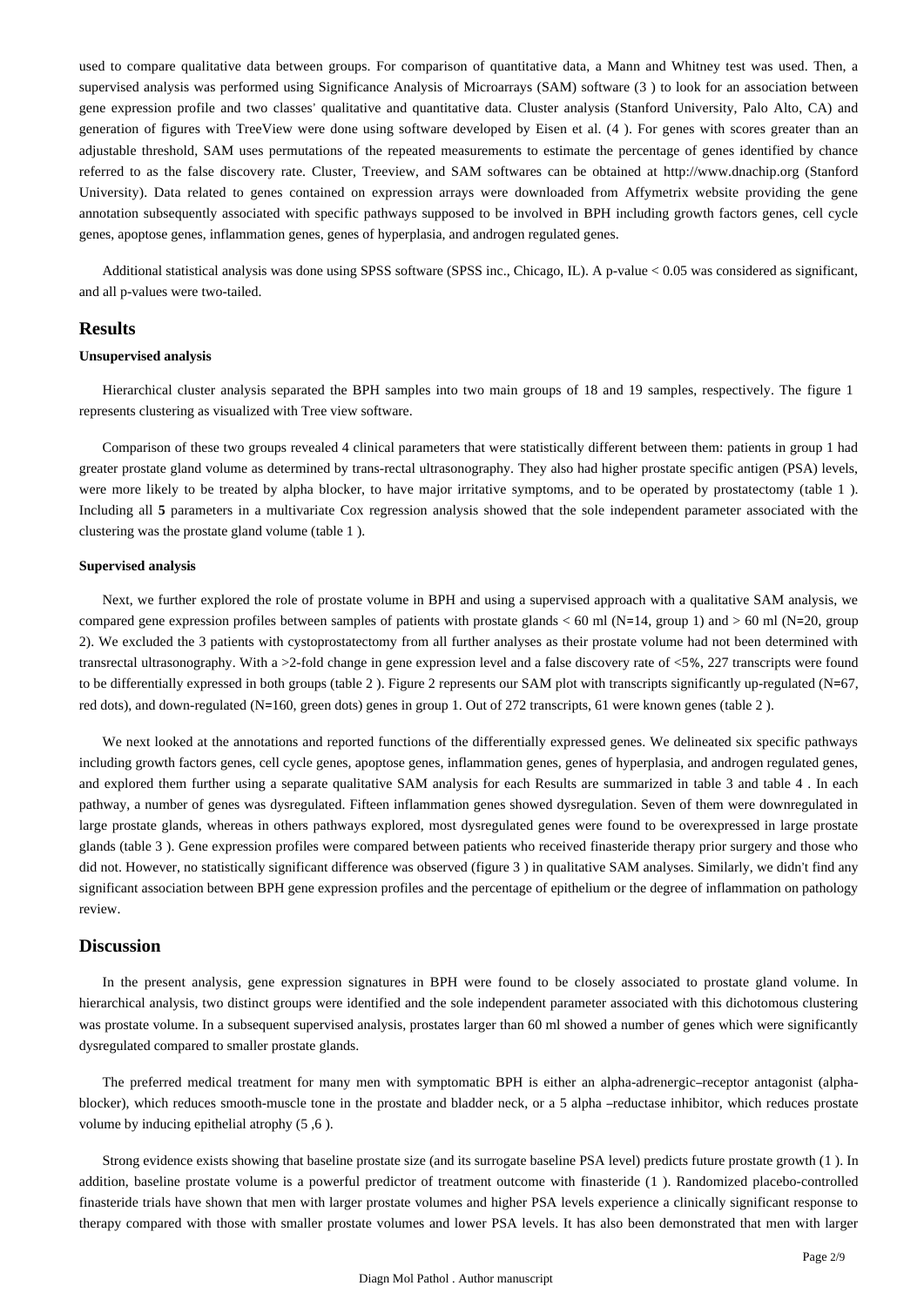used to compare qualitative data between groups. For comparison of quantitative data, a Mann and Whitney test was used. Then, a supervised analysis was performed using Significance Analysis of Microarrays (SAM) software (3 ) to look for an association between gene expression profile and two classes' qualitative and quantitative data. Cluster analysis (Stanford University, Palo Alto, CA) and generation of figures with TreeView were done using software developed by Eisen et al. (4 ). For genes with scores greater than an adjustable threshold, SAM uses permutations of the repeated measurements to estimate the percentage of genes identified by chance referred to as the false discovery rate. Cluster, Treeview, and SAM softwares can be obtained at http://www.dnachip.org (Stanford University). Data related to genes contained on expression arrays were downloaded from Affymetrix website providing the gene annotation subsequently associated with specific pathways supposed to be involved in BPH including growth factors genes, cell cycle genes, apoptose genes, inflammation genes, genes of hyperplasia, and androgen regulated genes.

Additional statistical analysis was done using SPSS software (SPSS inc., Chicago, IL). A p-value < 0.05 was considered as significant, and all p-values were two-tailed.

## Results

#### Unsupervised analysis

Hierarchical cluster analysis separated the BPH samples into two main groups of 18 and 19 samples, respectively. The figure 1 represents clustering as visualized with Tree view software.

Comparison of these two groups revealed 4 clinical parameters that were statistically different between them: patients in group 1 had greater prostate gland volume as determined by trans-rectal ultrasonography. They also had higher prostate specific antigen (PSA) levels, were more likely to be treated by alpha blocker, to have major irritative symptoms, and to be operated by prostatectomy (table 1 ). Including all **5** parameters in a multivariate Cox regression analysis showed that the sole independent parameter associated with the clustering was the prostate gland volume (table 1 ).

#### Supervised analysis

Next, we further explored the role of prostate volume in BPH and using a supervised approach with a qualitative SAM analysis, we compared gene expression profiles between samples of patients with prostate glands < 60 ml (N=14, group 1) and > 60 ml (N=20, group 2). We excluded the 3 patients with cystoprostatectomy from all further analyses as their prostate volume had not been determined with transrectal ultrasonography. With a >2-fold change in gene expression level and a false discovery rate of <5%, 227 transcripts were found to be differentially expressed in both groups (table 2 ). Figure 2 represents our SAM plot with transcripts significantly up-regulated (N=67, red dots), and down-regulated (N=160, green dots) genes in group 1. Out of 272 transcripts, 61 were known genes (table 2 ).

We next looked at the annotations and reported functions of the differentially expressed genes. We delineated six specific pathways including growth factors genes, cell cycle genes, apoptose genes, inflammation genes, genes of hyperplasia, and androgen regulated genes, and explored them further using a separate qualitative SAM analysis for each Results are summarized in table 3 and table 4 . In each pathway, a number of genes was dysregulated. Fifteen inflammation genes showed dysregulation. Seven of them were downregulated in large prostate glands, whereas in others pathways explored, most dysregulated genes were found to be overexpressed in large prostate glands (table 3 ). Gene expression profiles were compared between patients who received finasteride therapy prior surgery and those who did not. However, no statistically significant difference was observed (figure 3 ) in qualitative SAM analyses. Similarly, we didn't find any significant association between BPH gene expression profiles and the percentage of epithelium or the degree of inflammation on pathology review.

## Discussion

In the present analysis, gene expression signatures in BPH were found to be closely associated to prostate gland volume. In hierarchical analysis, two distinct groups were identified and the sole independent parameter associated with this dichotomous clustering was prostate volume. In a subsequent supervised analysis, prostates larger than 60 ml showed a number of genes which were significantly dysregulated compared to smaller prostate glands.

The preferred medical treatment for many men with symptomatic BPH is either an alpha-adrenergic–receptor antagonist (alpha-blocker), which reduces smooth-muscle tone in the prostate and bladder neck, or a 5 alpha –reductase inhibitor, which reduces prostate volume by inducing epithelial atrophy (5 ,6 ).

Strong evidence exists showing that baseline prostate size (and its surrogate baseline PSA level) predicts future prostate growth (1 ). In addition, baseline prostate volume is a powerful predictor of treatment outcome with finasteride (1 ). Randomized placebo-controlled finasteride trials have shown that men with larger prostate volumes and higher PSA levels experience a clinically significant response to therapy compared with those with smaller prostate volumes and lower PSA levels. It has also been demonstrated that men with larger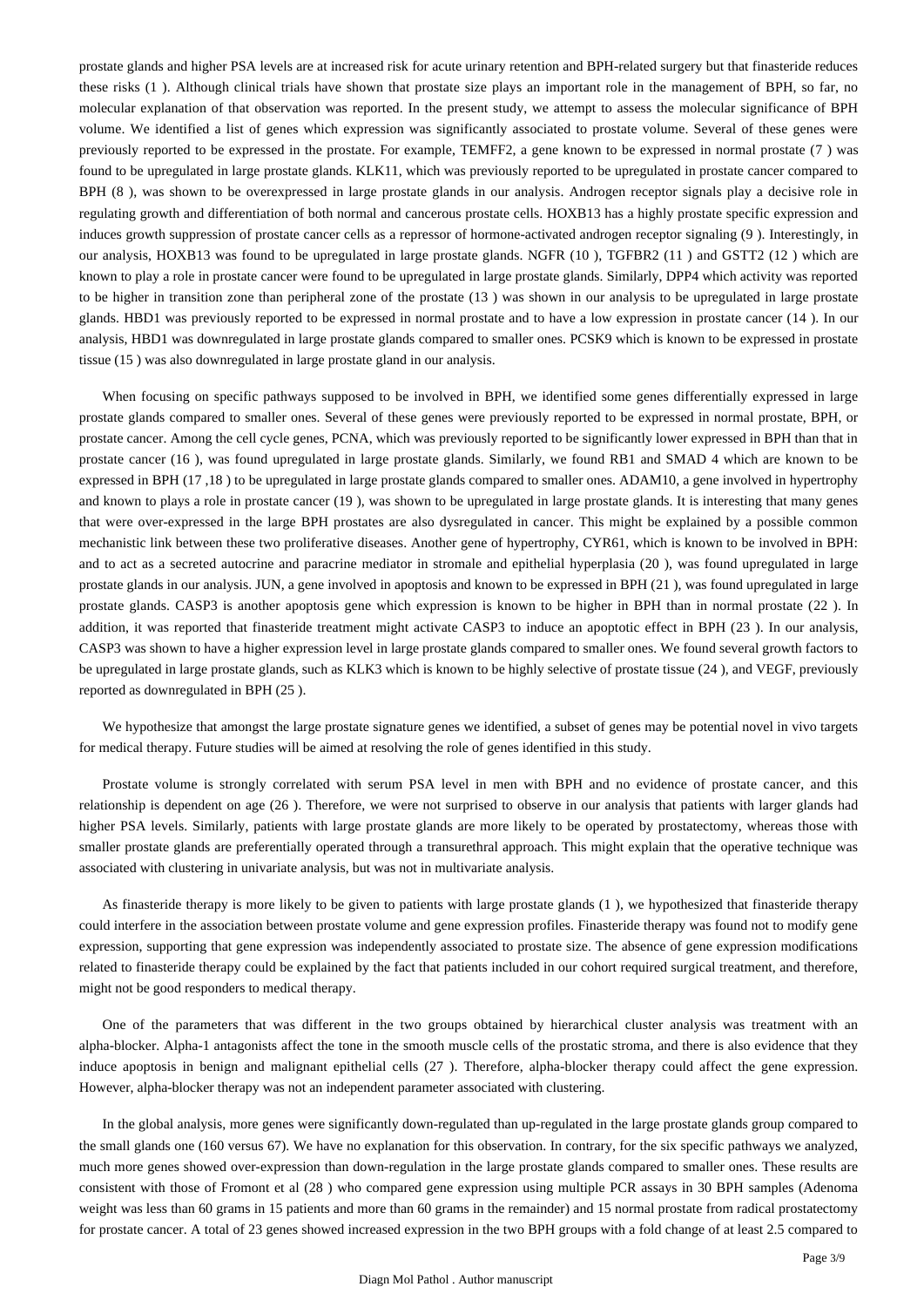prostate glands and higher PSA levels are at increased risk for acute urinary retention and BPH-related surgery but that finasteride reduces these risks (1 ). Although clinical trials have shown that prostate size plays an important role in the management of BPH, so far, no molecular explanation of that observation was reported. In the present study, we attempt to assess the molecular significance of BPH volume. We identified a list of genes which expression was significantly associated to prostate volume. Several of these genes were previously reported to be expressed in the prostate. For example, TEMFF2, a gene known to be expressed in normal prostate (7 ) was found to be upregulated in large prostate glands. KLK11, which was previously reported to be upregulated in prostate cancer compared to BPH (8 ), was shown to be overexpressed in large prostate glands in our analysis. Androgen receptor signals play a decisive role in regulating growth and differentiation of both normal and cancerous prostate cells. HOXB13 has a highly prostate specific expression and induces growth suppression of prostate cancer cells as a repressor of hormone-activated androgen receptor signaling (9 ). Interestingly, in our analysis, HOXB13 was found to be upregulated in large prostate glands. NGFR (10 ), TGFBR2 (11 ) and GSTT2 (12 ) which are known to play a role in prostate cancer were found to be upregulated in large prostate glands. Similarly, DPP4 which activity was reported to be higher in transition zone than peripheral zone of the prostate (13 ) was shown in our analysis to be upregulated in large prostate glands. HBD1 was previously reported to be expressed in normal prostate and to have a low expression in prostate cancer (14 ). In our analysis, HBD1 was downregulated in large prostate glands compared to smaller ones. PCSK9 which is known to be expressed in prostate tissue (15 ) was also downregulated in large prostate gland in our analysis.

When focusing on specific pathways supposed to be involved in BPH, we identified some genes differentially expressed in large prostate glands compared to smaller ones. Several of these genes were previously reported to be expressed in normal prostate, BPH, or prostate cancer. Among the cell cycle genes, PCNA, which was previously reported to be significantly lower expressed in BPH than that in prostate cancer (16 ), was found upregulated in large prostate glands. Similarly, we found RB1 and SMAD 4 which are known to be expressed in BPH (17 ,18 ) to be upregulated in large prostate glands compared to smaller ones. ADAM10, a gene involved in hypertrophy and known to plays a role in prostate cancer (19 ), was shown to be upregulated in large prostate glands. It is interesting that many genes that were over-expressed in the large BPH prostates are also dysregulated in cancer. This might be explained by a possible common mechanistic link between these two proliferative diseases. Another gene of hypertrophy, CYR61, which is known to be involved in BPH: and to act as a secreted autocrine and paracrine mediator in stromale and epithelial hyperplasia (20 ), was found upregulated in large prostate glands in our analysis. JUN, a gene involved in apoptosis and known to be expressed in BPH (21 ), was found upregulated in large prostate glands. CASP3 is another apoptosis gene which expression is known to be higher in BPH than in normal prostate (22 ). In addition, it was reported that finasteride treatment might activate CASP3 to induce an apoptotic effect in BPH (23 ). In our analysis, CASP3 was shown to have a higher expression level in large prostate glands compared to smaller ones. We found several growth factors to be upregulated in large prostate glands, such as KLK3 which is known to be highly selective of prostate tissue (24 ), and VEGF, previously reported as downregulated in BPH (25 ).

We hypothesize that amongst the large prostate signature genes we identified, a subset of genes may be potential novel in vivo targets for medical therapy. Future studies will be aimed at resolving the role of genes identified in this study.

Prostate volume is strongly correlated with serum PSA level in men with BPH and no evidence of prostate cancer, and this relationship is dependent on age (26 ). Therefore, we were not surprised to observe in our analysis that patients with larger glands had higher PSA levels. Similarly, patients with large prostate glands are more likely to be operated by prostatectomy, whereas those with smaller prostate glands are preferentially operated through a transurethral approach. This might explain that the operative technique was associated with clustering in univariate analysis, but was not in multivariate analysis.

As finasteride therapy is more likely to be given to patients with large prostate glands (1 ), we hypothesized that finasteride therapy could interfere in the association between prostate volume and gene expression profiles. Finasteride therapy was found not to modify gene expression, supporting that gene expression was independently associated to prostate size. The absence of gene expression modifications related to finasteride therapy could be explained by the fact that patients included in our cohort required surgical treatment, and therefore, might not be good responders to medical therapy.

One of the parameters that was different in the two groups obtained by hierarchical cluster analysis was treatment with an alpha-blocker. Alpha-1 antagonists affect the tone in the smooth muscle cells of the prostatic stroma, and there is also evidence that they induce apoptosis in benign and malignant epithelial cells (27 ). Therefore, alpha-blocker therapy could affect the gene expression. However, alpha-blocker therapy was not an independent parameter associated with clustering.

In the global analysis, more genes were significantly down-regulated than up-regulated in the large prostate glands group compared to the small glands one (160 versus 67). We have no explanation for this observation. In contrary, for the six specific pathways we analyzed, much more genes showed over-expression than down-regulation in the large prostate glands compared to smaller ones. These results are consistent with those of Fromont et al (28 ) who compared gene expression using multiple PCR assays in 30 BPH samples (Adenoma weight was less than 60 grams in 15 patients and more than 60 grams in the remainder) and 15 normal prostate from radical prostatectomy for prostate cancer. A total of 23 genes showed increased expression in the two BPH groups with a fold change of at least 2.5 compared to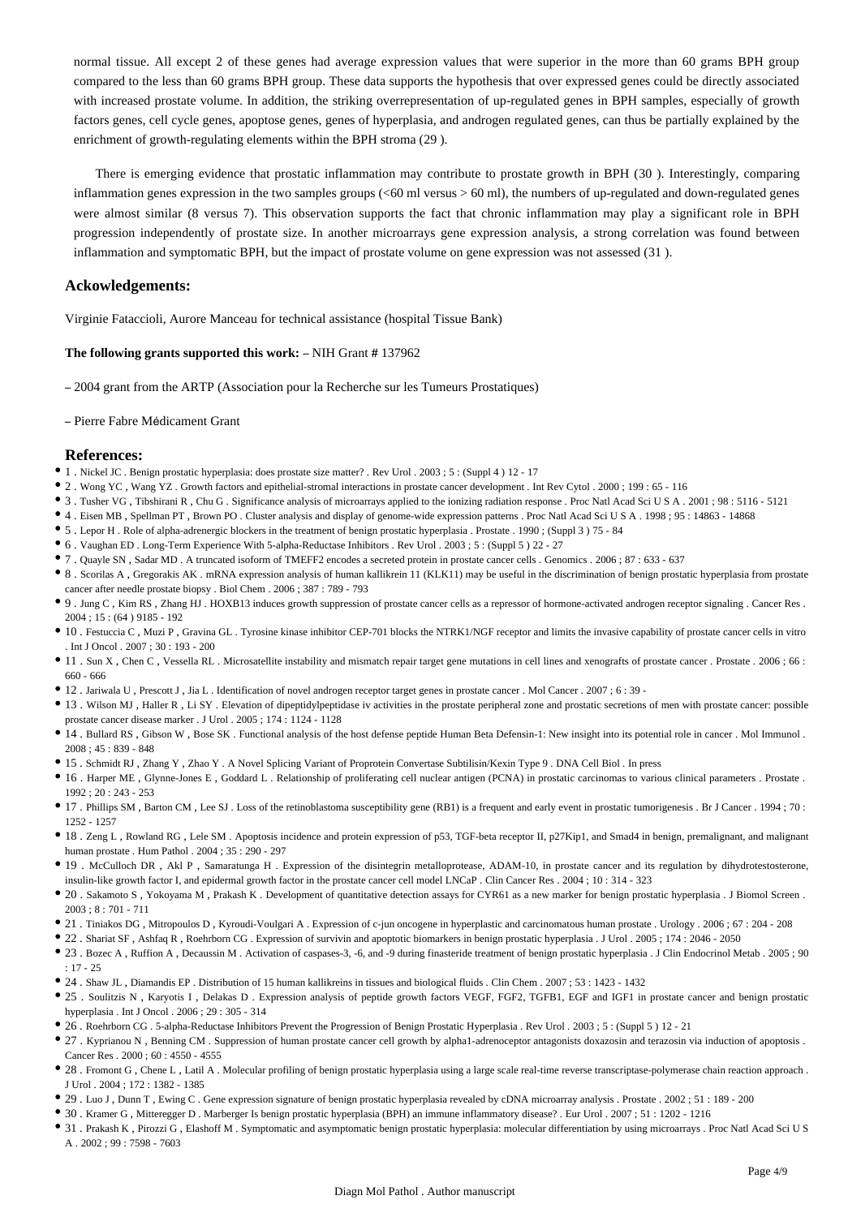normal tissue. All except 2 of these genes had average expression values that were superior in the more than 60 grams BPH group compared to the less than 60 grams BPH group. These data supports the hypothesis that over expressed genes could be directly associated with increased prostate volume. In addition, the striking overrepresentation of up-regulated genes in BPH samples, especially of growth factors genes, cell cycle genes, apoptose genes, genes of hyperplasia, and androgen regulated genes, can thus be partially explained by the enrichment of growth-regulating elements within the BPH stroma (29 ).

There is emerging evidence that prostatic inflammation may contribute to prostate growth in BPH (30 ). Interestingly, comparing inflammation genes expression in the two samples groups (<60 ml versus > 60 ml), the numbers of up-regulated and down-regulated genes were almost similar (8 versus 7). This observation supports the fact that chronic inflammation may play a significant role in BPH progression independently of prostate size. In another microarrays gene expression analysis, a strong correlation was found between inflammation and symptomatic BPH, but the impact of prostate volume on gene expression was not assessed (31 ).

## Ackowledgements:

Virginie Fataccioli, Aurore Manceau for technical assistance (hospital Tissue Bank)

**The following grants supported this work:** – NIH Grant # 137962

– 2004 grant from the ARTP (Association pour la Recherche sur les Tumeurs Prostatiques)

– Pierre Fabre Médicament Grant

## References:

- 1 . Nickel JC . Benign prostatic hyperplasia: does prostate size matter? . Rev Urol . 2003 ; 5 : (Suppl 4 ) 12 - 17
- 2 . Wong YC , Wang YZ . Growth factors and epithelial-stromal interactions in prostate cancer development . Int Rev Cytol . 2000 ; 199 : 65 - 116
- 3 . Tusher VG , Tibshirani R , Chu G . Significance analysis of microarrays applied to the ionizing radiation response . Proc Natl Acad Sci U S A . 2001 ; 98 : 5116 - 5121
- 4 . Eisen MB , Spellman PT , Brown PO . Cluster analysis and display of genome-wide expression patterns . Proc Natl Acad Sci U S A . 1998 ; 95 : 14863 - 14868
- 5 . Lepor H . Role of alpha-adrenergic blockers in the treatment of benign prostatic hyperplasia . Prostate . 1990 ; (Suppl 3 ) 75 - 84
- 6 . Vaughan ED . Long-Term Experience With 5-alpha-Reductase Inhibitors . Rev Urol . 2003 ; 5 : (Suppl 5 ) 22 - 27
- 7 . Quayle SN , Sadar MD . A truncated isoform of TMEFF2 encodes a secreted protein in prostate cancer cells . Genomics . 2006 ; 87 : 633 - 637
- 8 . Scorilas A , Gregorakis AK . mRNA expression analysis of human kallikrein 11 (KLK11) may be useful in the discrimination of benign prostatic hyperplasia from prostate cancer after needle prostate biopsy . Biol Chem . 2006 ; 387 : 789 - 793
- 9 . Jung C , Kim RS , Zhang HJ . HOXB13 induces growth suppression of prostate cancer cells as a repressor of hormone-activated androgen receptor signaling . Cancer Res . 2004 ; 15 : (64 ) 9185 - 192
- 10 . Festuccia C , Muzi P , Gravina GL . Tyrosine kinase inhibitor CEP-701 blocks the NTRK1/NGF receptor and limits the invasive capability of prostate cancer cells in vitro . Int J Oncol . 2007 ; 30 : 193 - 200
- 11 . Sun X , Chen C , Vessella RL . Microsatellite instability and mismatch repair target gene mutations in cell lines and xenografts of prostate cancer . Prostate . 2006 ; 66 : 660 - 666
- 12 . Jariwala U , Prescott J , Jia L . Identification of novel androgen receptor target genes in prostate cancer . Mol Cancer . 2007 ; 6 : 39 -
- 13 . Wilson MJ , Haller R , Li SY . Elevation of dipeptidylpeptidase iv activities in the prostate peripheral zone and prostatic secretions of men with prostate cancer: possible prostate cancer disease marker . J Urol . 2005 ; 174 : 1124 - 1128
- 14 . Bullard RS , Gibson W , Bose SK . Functional analysis of the host defense peptide Human Beta Defensin-1: New insight into its potential role in cancer . Mol Immunol . 2008 ; 45 : 839 - 848
- 15 . Schmidt RJ , Zhang Y , Zhao Y . A Novel Splicing Variant of Proprotein Convertase Subtilisin/Kexin Type 9 . DNA Cell Biol . In press
- 16 . Harper ME , Glynne-Jones E , Goddard L . Relationship of proliferating cell nuclear antigen (PCNA) in prostatic carcinomas to various clinical parameters . Prostate . 1992 ; 20 : 243 - 253
- 17 . Phillips SM , Barton CM , Lee SJ . Loss of the retinoblastoma susceptibility gene (RB1) is a frequent and early event in prostatic tumorigenesis . Br J Cancer . 1994 ; 70 : 1252 - 1257
- 18 . Zeng L , Rowland RG , Lele SM . Apoptosis incidence and protein expression of p53, TGF-beta receptor II, p27Kip1, and Smad4 in benign, premalignant, and malignant human prostate . Hum Pathol . 2004 ; 35 : 290 - 297
- 19 . McCulloch DR , Akl P , Samaratunga H . Expression of the disintegrin metalloprotease, ADAM-10, in prostate cancer and its regulation by dihydrotestosterone, insulin-like growth factor I, and epidermal growth factor in the prostate cancer cell model LNCaP . Clin Cancer Res . 2004 ; 10 : 314 - 323
- 20 . Sakamoto S , Yokoyama M , Prakash K . Development of quantitative detection assays for CYR61 as a new marker for benign prostatic hyperplasia . J Biomol Screen . 2003 ; 8 : 701 - 711
- 21 . Tiniakos DG , Mitropoulos D , Kyroudi-Voulgari A . Expression of c-jun oncogene in hyperplastic and carcinomatous human prostate . Urology . 2006 ; 67 : 204 - 208
- 22 . Shariat SF , Ashfaq R , Roehrborn CG . Expression of survivin and apoptotic biomarkers in benign prostatic hyperplasia . J Urol . 2005 ; 174 : 2046 - 2050
- 23 . Bozec A , Ruffion A , Decaussin M . Activation of caspases-3, -6, and -9 during finasteride treatment of benign prostatic hyperplasia . J Clin Endocrinol Metab . 2005 ; 90 : 17 - 25
- 24 . Shaw JL , Diamandis EP . Distribution of 15 human kallikreins in tissues and biological fluids . Clin Chem . 2007 ; 53 : 1423 - 1432
- 25 . Soulitzis N , Karyotis I , Delakas D . Expression analysis of peptide growth factors VEGF, FGF2, TGFB1, EGF and IGF1 in prostate cancer and benign prostatic hyperplasia . Int J Oncol . 2006 ; 29 : 305 - 314
- 26 . Roehrborn CG . 5-alpha-Reductase Inhibitors Prevent the Progression of Benign Prostatic Hyperplasia . Rev Urol . 2003 ; 5 : (Suppl 5 ) 12 - 21
- 27 . Kyprianou N , Benning CM . Suppression of human prostate cancer cell growth by alpha1-adrenoceptor antagonists doxazosin and terazosin via induction of apoptosis . Cancer Res . 2000 ; 60 : 4550 - 4555
- 28 . Fromont G , Chene L , Latil A . Molecular profiling of benign prostatic hyperplasia using a large scale real-time reverse transcriptase-polymerase chain reaction approach . J Urol . 2004 ; 172 : 1382 - 1385
- 29 . Luo J , Dunn T , Ewing C . Gene expression signature of benign prostatic hyperplasia revealed by cDNA microarray analysis . Prostate . 2002 ; 51 : 189 - 200
- 30 . Kramer G , Mitteregger D . Marberger Is benign prostatic hyperplasia (BPH) an immune inflammatory disease? . Eur Urol . 2007 ; 51 : 1202 - 1216
- 31 . Prakash K , Pirozzi G , Elashoff M . Symptomatic and asymptomatic benign prostatic hyperplasia: molecular differentiation by using microarrays . Proc Natl Acad Sci U S A . 2002 ; 99 : 7598 - 7603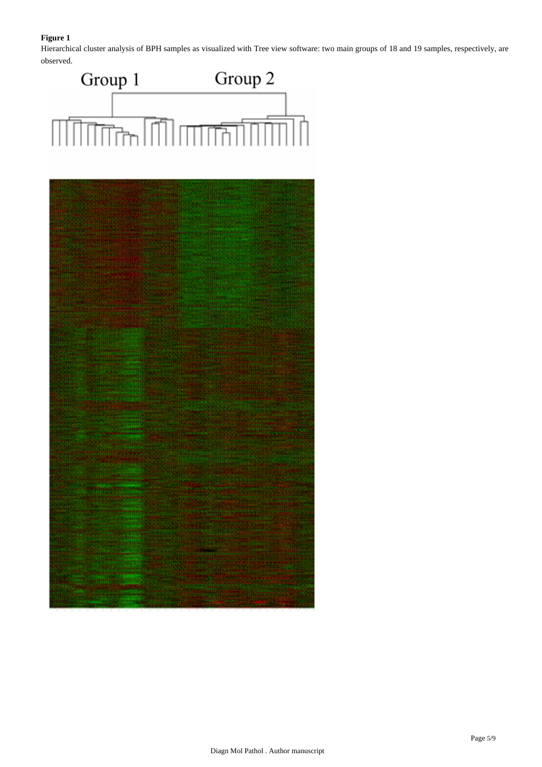**Figure 1**

Hierarchical cluster analysis of BPH samples as visualized with Tree view software: two main groups of 18 and 19 samples, respectively, are observed.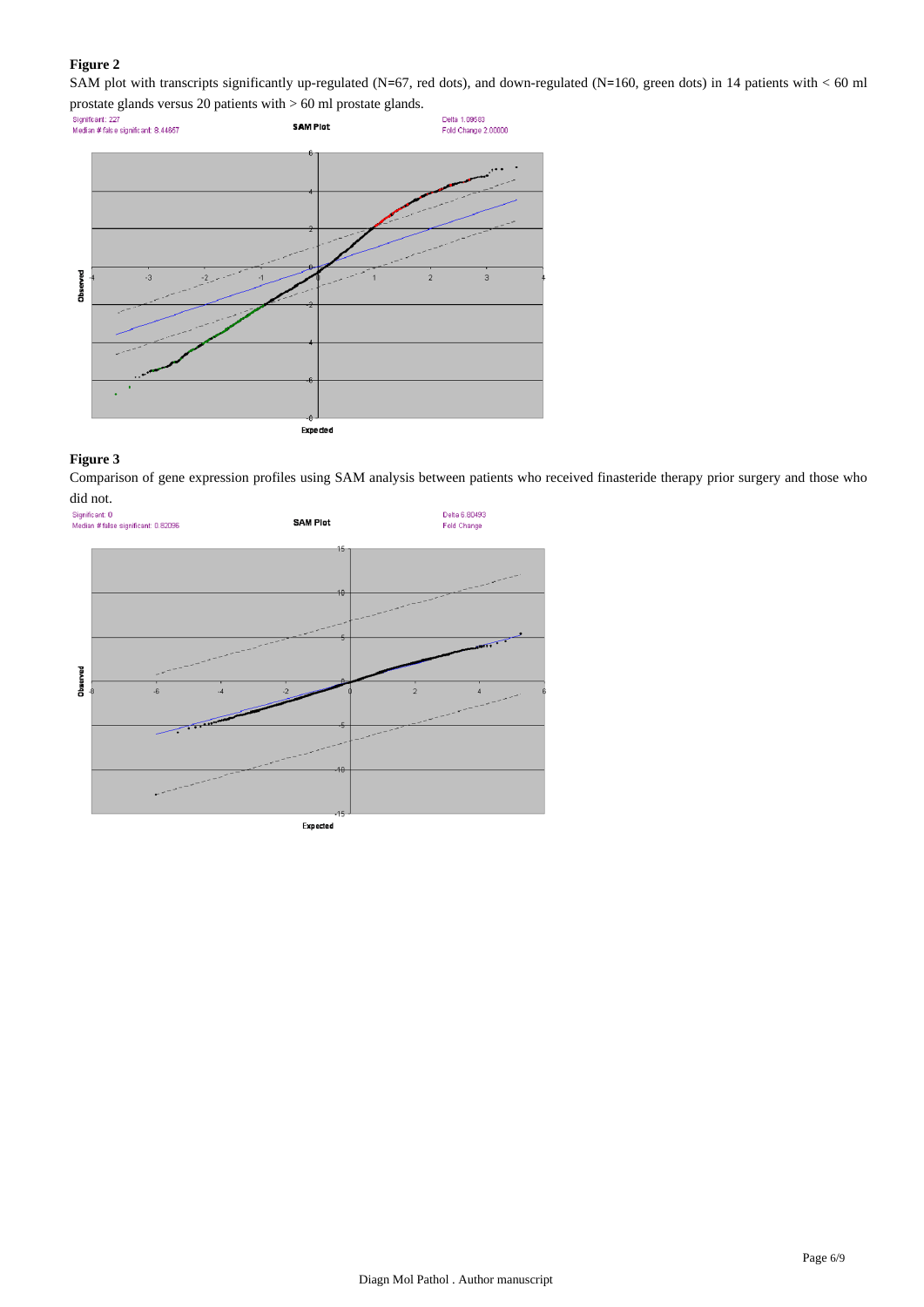**Figure 2**

SAM plot with transcripts significantly up-regulated (N=67, red dots), and down-regulated (N=160, green dots) in 14 patients with < 60 ml prostate glands versus 20 patients with > 60 ml prostate glands.

**Figure 3**

Comparison of gene expression profiles using SAM analysis between patients who received finasteride therapy prior surgery and those who did not.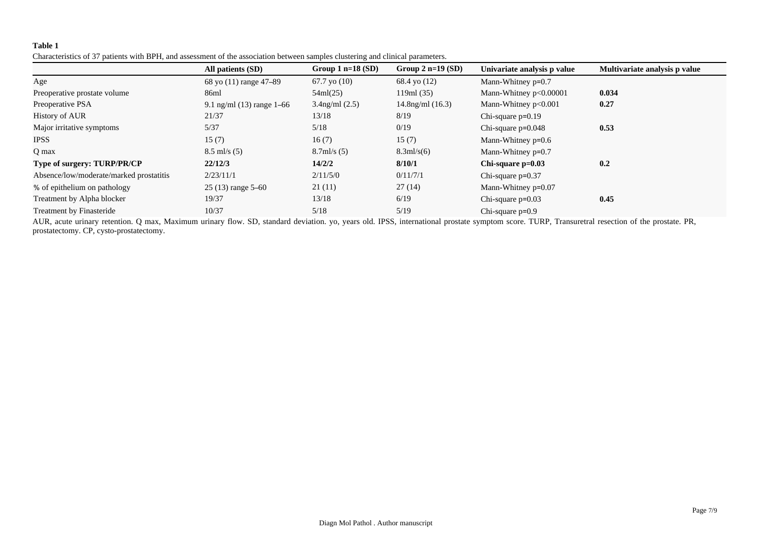**Table 1**

Characteristics of 37 patients with BPH, and assessment of the association between samples clustering and clinical parameters.

| | **All patients (SD)** | **Group 1 n=18 (SD)** | **Group 2 n=19 (SD)** | **Univariate analysis p value** | **Multivariate analysis p value** |
|---|---|---|---|---|---|
| Age | 68 yo (11) range 47–89 | 67.7 yo (10) | 68.4 yo (12) | Mann-Whitney p=0.7 | |
| Preoperative prostate volume | 86ml | 54ml(25) | 119ml (35) | Mann-Whitney p<0.00001 | **0.034** |
| Preoperative PSA | 9.1 ng/ml (13) range 1–66 | 3.4ng/ml (2.5) | 14.8ng/ml (16.3) | Mann-Whitney p<0.001 | **0.27** |
| History of AUR | 21/37 | 13/18 | 8/19 | Chi-square p=0.19 | |
| Major irritative symptoms | 5/37 | 5/18 | 0/19 | Chi-square p=0.048 | **0.53** |
| IPSS | 15 (7) | 16 (7) | 15 (7) | Mann-Whitney p=0.6 | |
| Q max | 8.5 ml/s (5) | 8.7ml/s (5) | 8.3ml/s(6) | Mann-Whitney p=0.7 | |
| **Type of surgery: TURP/PR/CP** | **22/12/3** | **14/2/2** | **8/10/1** | **Chi-square p=0.03** | **0.2** |
| Absence/low/moderate/marked prostatitis | 2/23/11/1 | 2/11/5/0 | 0/11/7/1 | Chi-square p=0.37 | |
| % of epithelium on pathology | 25 (13) range 5–60 | 21 (11) | 27 (14) | Mann-Whitney p=0.07 | |
| Treatment by Alpha blocker | 19/37 | 13/18 | 6/19 | Chi-square p=0.03 | **0.45** |
| Treatment by Finasteride | 10/37 | 5/18 | 5/19 | Chi-square p=0.9 | |

AUR, acute urinary retention. Q max, Maximum urinary flow. SD, standard deviation. yo, years old. IPSS, international prostate symptom score. TURP, Transuretral resection of the prostate. PR, prostatectomy. CP, cysto-prostatectomy.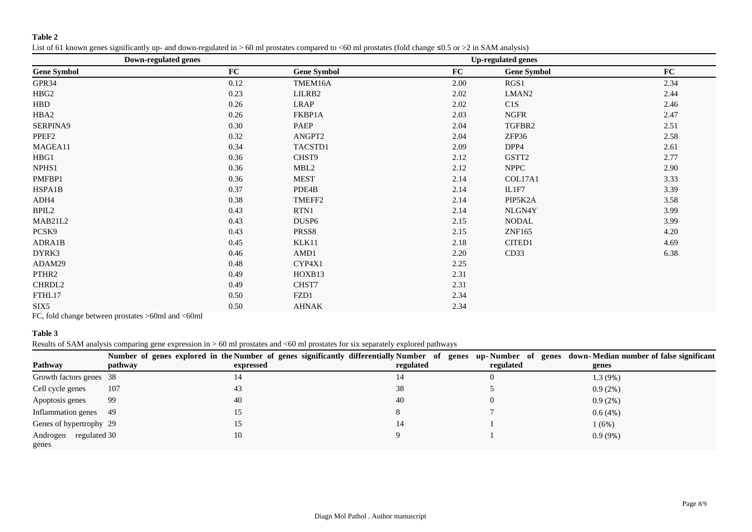**Table 2**

List of 61 known genes significantly up- and down-regulated in > 60 ml prostates compared to <60 ml prostates (fold change ≤0.5 or >2 in SAM analysis)

| Down-regulated genes | | Up-regulated genes | | | |
|---|---|---|---|---|---|
| **Gene Symbol** | **FC** | **Gene Symbol** | **FC** | **Gene Symbol** | **FC** |
| GPR34 | 0.12 | TMEM16A | 2.00 | RGS1 | 2.34 |
| HBG2 | 0.23 | LILRB2 | 2.02 | LMAN2 | 2.44 |
| HBD | 0.26 | LRAP | 2.02 | C1S | 2.46 |
| HBA2 | 0.26 | FKBP1A | 2.03 | NGFR | 2.47 |
| SERPINA9 | 0.30 | PAEP | 2.04 | TGFBR2 | 2.51 |
| PPEF2 | 0.32 | ANGPT2 | 2.04 | ZFP36 | 2.58 |
| MAGEA11 | 0.34 | TACSTD1 | 2.09 | DPP4 | 2.61 |
| HBG1 | 0.36 | CHST9 | 2.12 | GSTT2 | 2.77 |
| NPHS1 | 0.36 | MBL2 | 2.12 | NPPC | 2.90 |
| PMFBP1 | 0.36 | MEST | 2.14 | COL17A1 | 3.33 |
| HSPA1B | 0.37 | PDE4B | 2.14 | IL1F7 | 3.39 |
| ADH4 | 0.38 | TMEFF2 | 2.14 | PIP5K2A | 3.58 |
| BPIL2 | 0.43 | RTN1 | 2.14 | NLGN4Y | 3.99 |
| MAB21L2 | 0.43 | DUSP6 | 2.15 | NODAL | 3.99 |
| PCSK9 | 0.43 | PRSS8 | 2.15 | ZNF165 | 4.20 |
| ADRA1B | 0.45 | KLK11 | 2.18 | CITED1 | 4.69 |
| DYRK3 | 0.46 | AMD1 | 2.20 | CD33 | 6.38 |
| ADAM29 | 0.48 | CYP4X1 | 2.25 | | |
| PTHR2 | 0.49 | HOXB13 | 2.31 | | |
| CHRDL2 | 0.49 | CHST7 | 2.31 | | |
| FTHL17 | 0.50 | FZD1 | 2.34 | | |
| SIX5 | 0.50 | AHNAK | 2.34 | | |

FC, fold change between prostates >60ml and <60ml

**Table 3**

Results of SAM analysis comparing gene expression in > 60 ml prostates and <60 ml prostates for six separately explored pathways

| Pathway | Number of genes explored in the pathway | Number of genes significantly differentially expressed | Number of genes up-regulated | Number of genes down-regulated | Median number of false significant genes |
|---|---|---|---|---|---|
| Growth factors genes | 38 | 14 | 14 | 0 | 1.3 (9%) |
| Cell cycle genes | 107 | 43 | 38 | 5 | 0.9 (2%) |
| Apoptosis genes | 99 | 40 | 40 | 0 | 0.9 (2%) |
| Inflammation genes | 49 | 15 | 8 | 7 | 0.6 (4%) |
| Genes of hypertrophy | 29 | 15 | 14 | 1 | 1 (6%) |
| Androgen regulated genes | 30 | 10 | 9 | 1 | 0.9 (9%) |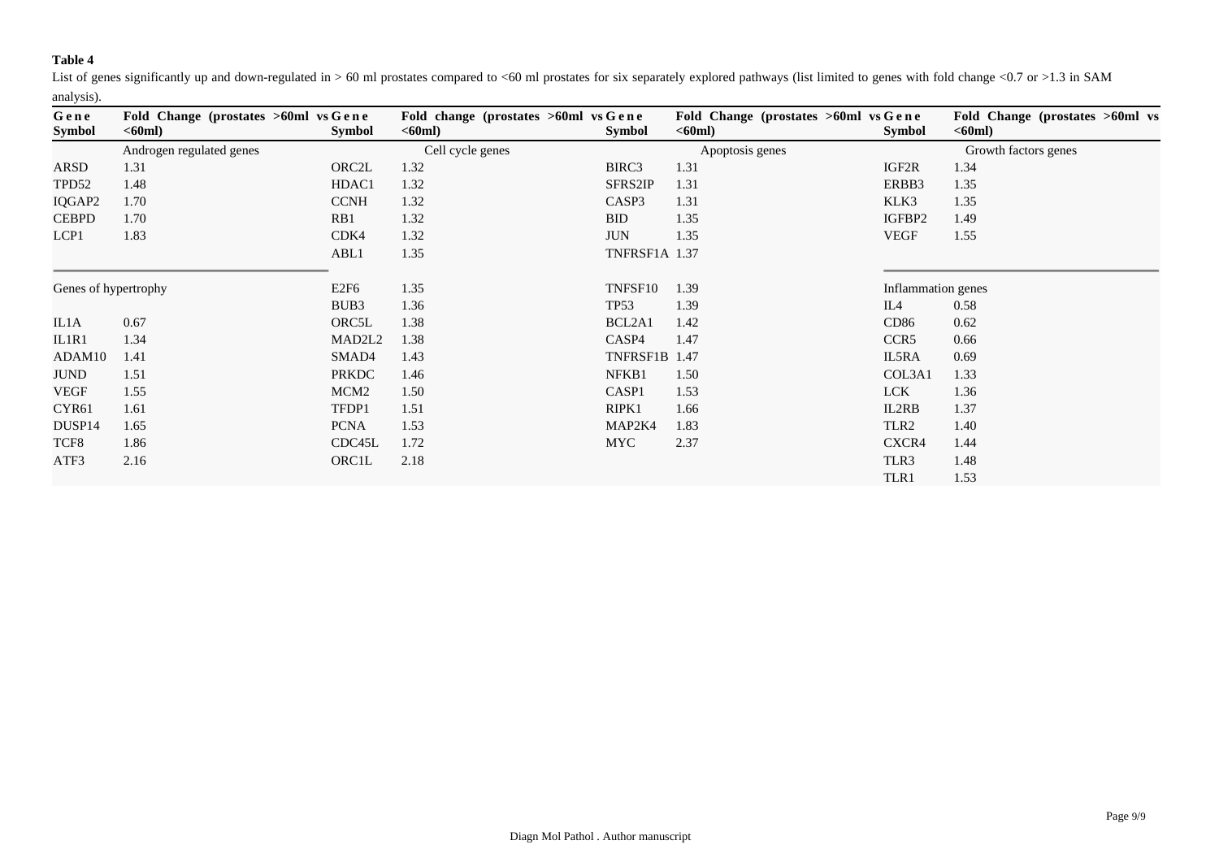**Table 4**

List of genes significantly up and down-regulated in > 60 ml prostates compared to <60 ml prostates for six separately explored pathways (list limited to genes with fold change <0.7 or >1.3 in SAM analysis).

| Gene Symbol | Fold Change (prostates >60ml vs <60ml) | Gene Symbol | Fold change (prostates >60ml vs <60ml) | Gene Symbol | Fold Change (prostates >60ml vs <60ml) | Gene Symbol | Fold Change (prostates >60ml vs <60ml) |
|---|---|---|---|---|---|---|---|
| | Androgen regulated genes | | Cell cycle genes | | Apoptosis genes | | Growth factors genes |
| ARSD | 1.31 | ORC2L | 1.32 | BIRC3 | 1.31 | IGF2R | 1.34 |
| TPD52 | 1.48 | HDAC1 | 1.32 | SFRS2IP | 1.31 | ERBB3 | 1.35 |
| IQGAP2 | 1.70 | CCNH | 1.32 | CASP3 | 1.31 | KLK3 | 1.35 |
| CEBPD | 1.70 | RB1 | 1.32 | BID | 1.35 | IGFBP2 | 1.49 |
| LCP1 | 1.83 | CDK4 | 1.32 | JUN | 1.35 | VEGF | 1.55 |
| | | ABL1 | 1.35 | TNFRSF1A | 1.37 | | |
| Genes of hypertrophy | | E2F6 | 1.35 | TNFSF10 | 1.39 | Inflammation genes | |
| | | BUB3 | 1.36 | TP53 | 1.39 | IL4 | 0.58 |
| IL1A | 0.67 | ORC5L | 1.38 | BCL2A1 | 1.42 | CD86 | 0.62 |
| IL1R1 | 1.34 | MAD2L2 | 1.38 | CASP4 | 1.47 | CCR5 | 0.66 |
| ADAM10 | 1.41 | SMAD4 | 1.43 | TNFRSF1B | 1.47 | IL5RA | 0.69 |
| JUND | 1.51 | PRKDC | 1.46 | NFKB1 | 1.50 | COL3A1 | 1.33 |
| VEGF | 1.55 | MCM2 | 1.50 | CASP1 | 1.53 | LCK | 1.36 |
| CYR61 | 1.61 | TFDP1 | 1.51 | RIPK1 | 1.66 | IL2RB | 1.37 |
| DUSP14 | 1.65 | PCNA | 1.53 | MAP2K4 | 1.83 | TLR2 | 1.40 |
| TCF8 | 1.86 | CDC45L | 1.72 | MYC | 2.37 | CXCR4 | 1.44 |
| ATF3 | 2.16 | ORC1L | 2.18 | | | TLR3 | 1.48 |
| | | | | | | TLR1 | 1.53 |